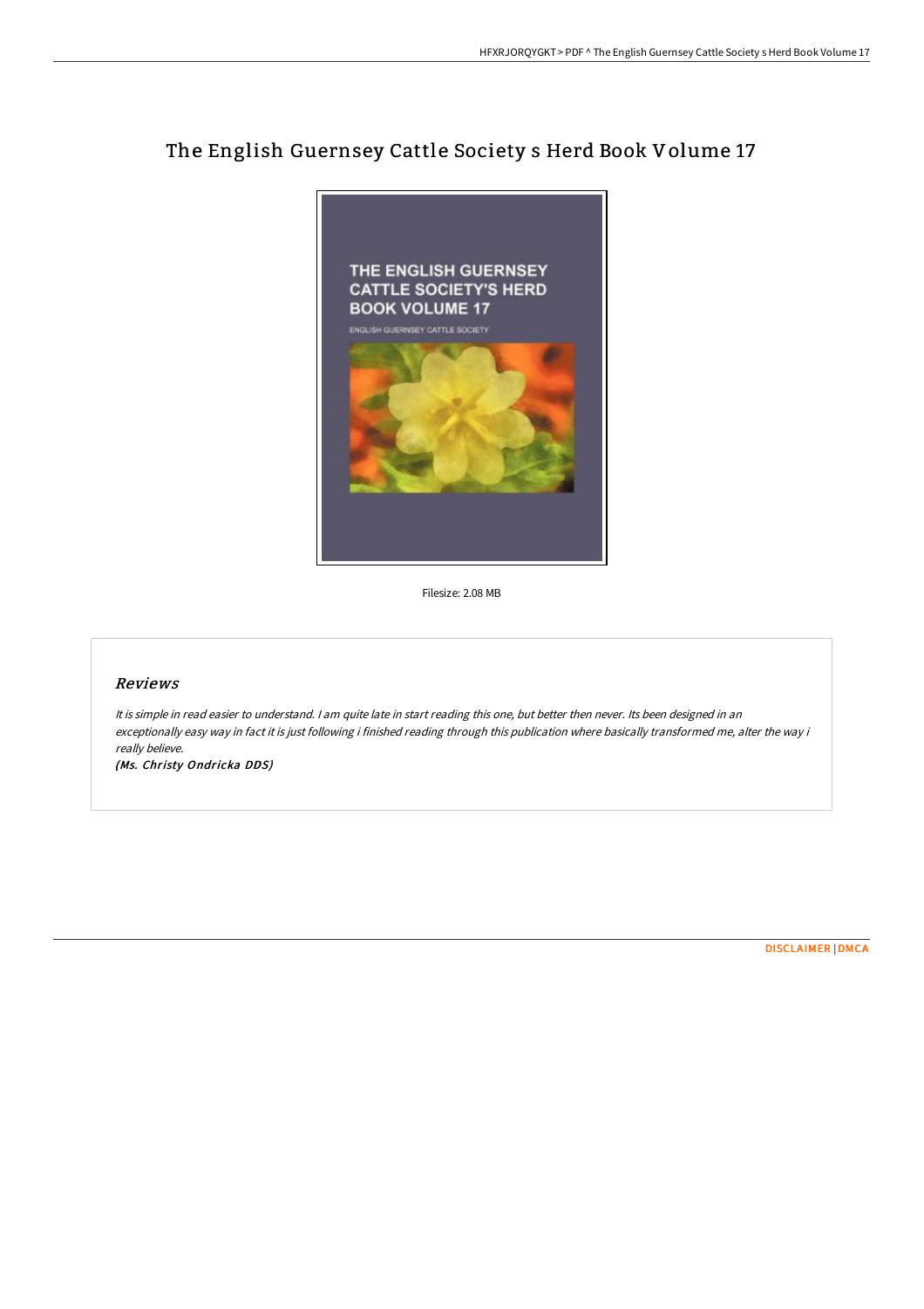# The English Guernsey Cattle Society s Herd Book Volume 17

Filesize: 2.08 MB

## Reviews

*It is simple in read easier to understand. I am quite late in start reading this one, but better then never. Its been designed in an exceptionally easy way in fact it is just following i finished reading through this publication where basically transformed me, alter the way i really believe.*

*(Ms. Christy Ondricka DDS)*

DISCLAIMER | DMCA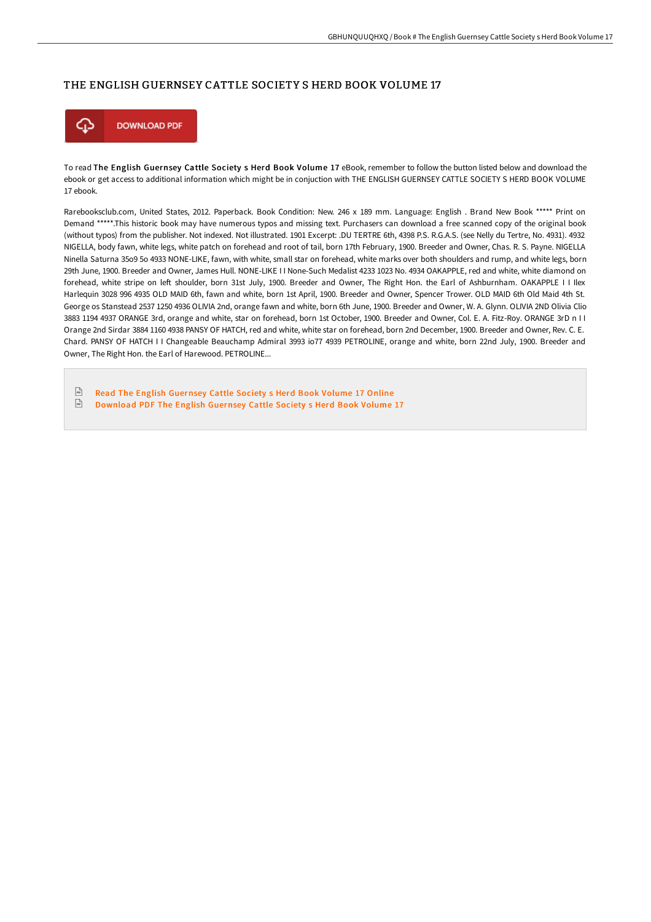# THE ENGLISH GUERNSEY CATTLE SOCIETY S HERD BOOK VOLUME 17

DOWNLOAD PDF

To read **The English Guernsey Cattle Society s Herd Book Volume 17** eBook, remember to follow the button listed below and download the ebook or get access to additional information which might be in conjuction with THE ENGLISH GUERNSEY CATTLE SOCIETY S HERD BOOK VOLUME 17 ebook.

Rarebooksclub.com, United States, 2012. Paperback. Book Condition: New. 246 x 189 mm. Language: English . Brand New Book ***** Print on Demand *****.This historic book may have numerous typos and missing text. Purchasers can download a free scanned copy of the original book (without typos) from the publisher. Not indexed. Not illustrated. 1901 Excerpt: .DU TERTRE 6th, 4398 P.S. R.G.A.S. (see Nelly du Tertre, No. 4931). 4932 NIGELLA, body fawn, white legs, white patch on forehead and root of tail, born 17th February, 1900. Breeder and Owner, Chas. R. S. Payne. NIGELLA Ninella Saturna 35o9 5o 4933 NONE-LIKE, fawn, with white, small star on forehead, white marks over both shoulders and rump, and white legs, born 29th June, 1900. Breeder and Owner, James Hull. NONE-LIKE I I None-Such Medalist 4233 1023 No. 4934 OAKAPPLE, red and white, white diamond on forehead, white stripe on left shoulder, born 31st July, 1900. Breeder and Owner, The Right Hon. the Earl of Ashburnham. OAKAPPLE I I Ilex Harlequin 3028 996 4935 OLD MAID 6th, fawn and white, born 1st April, 1900. Breeder and Owner, Spencer Trower. OLD MAID 6th Old Maid 4th St. George os Stanstead 2537 1250 4936 OLIVIA 2nd, orange fawn and white, born 6th June, 1900. Breeder and Owner, W. A. Glynn. OLIVIA 2ND Olivia Clio 3883 1194 4937 ORANGE 3rd, orange and white, star on forehead, born 1st October, 1900. Breeder and Owner, Col. E. A. Fitz-Roy. ORANGE 3rD n I I Orange 2nd Sirdar 3884 1160 4938 PANSY OF HATCH, red and white, white star on forehead, born 2nd December, 1900. Breeder and Owner, Rev. C. E. Chard. PANSY OF HATCH I I Changeable Beauchamp Admiral 3993 io77 4939 PETROLINE, orange and white, born 22nd July, 1900. Breeder and Owner, The Right Hon. the Earl of Harewood. PETROLINE...

- Read The English Guernsey Cattle Society s Herd Book Volume 17 Online
- Download PDF The English Guernsey Cattle Society s Herd Book Volume 17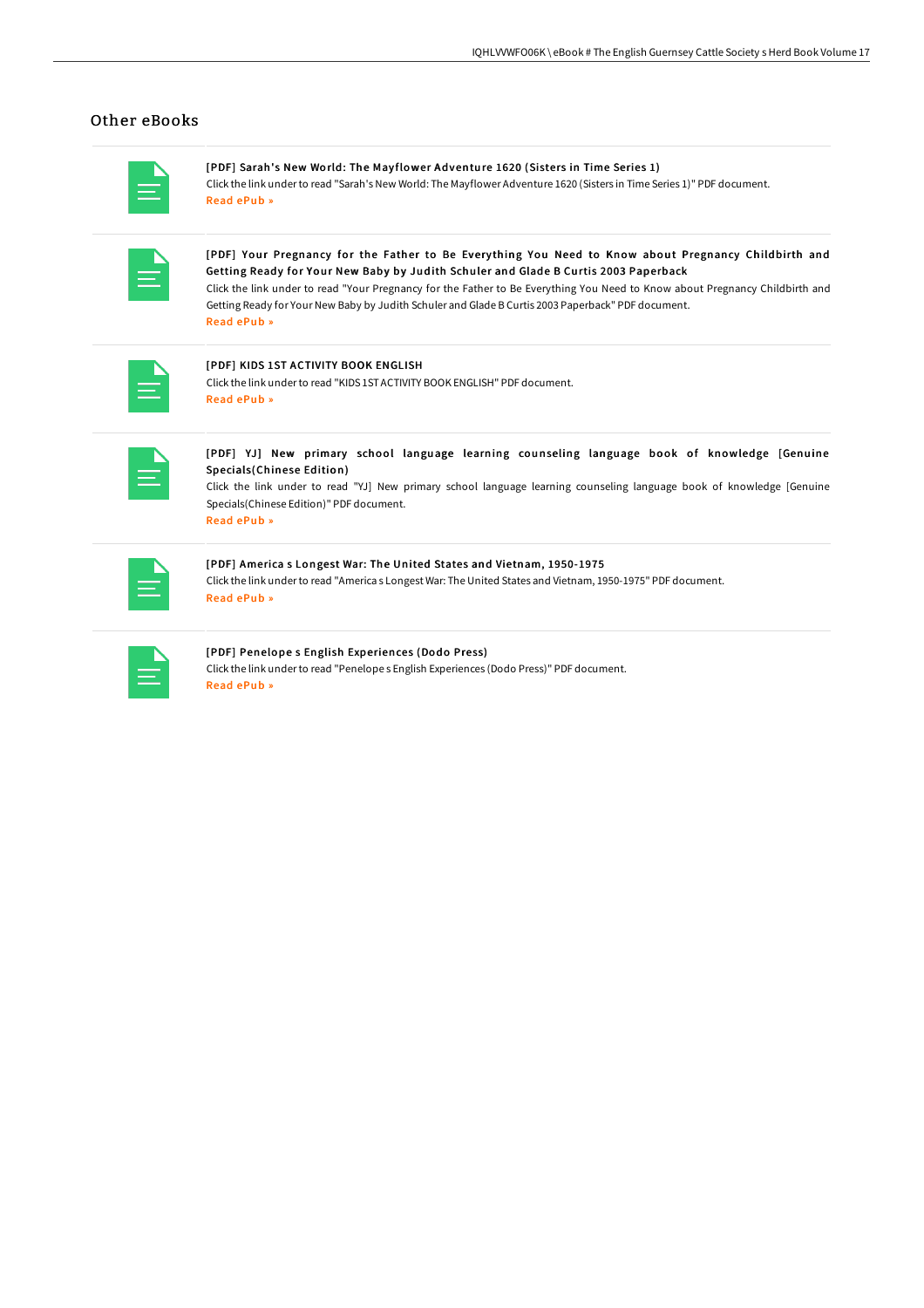## Other eBooks

**[PDF] Sarah's New World: The Mayflower Adventure 1620 (Sisters in Time Series 1)**
Click the link under to read "Sarah's New World: The Mayflower Adventure 1620 (Sisters in Time Series 1)" PDF document.
Read ePub »

**[PDF] Your Pregnancy for the Father to Be Everything You Need to Know about Pregnancy Childbirth and Getting Ready for Your New Baby by Judith Schuler and Glade B Curtis 2003 Paperback**
Click the link under to read "Your Pregnancy for the Father to Be Everything You Need to Know about Pregnancy Childbirth and Getting Ready for Your New Baby by Judith Schuler and Glade B Curtis 2003 Paperback" PDF document.
Read ePub »

**[PDF] KIDS 1ST ACTIVITY BOOK ENGLISH**
Click the link under to read "KIDS 1ST ACTIVITY BOOK ENGLISH" PDF document.
Read ePub »

**[PDF] YJ] New primary school language learning counseling language book of knowledge [Genuine Specials(Chinese Edition)**
Click the link under to read "YJ] New primary school language learning counseling language book of knowledge [Genuine Specials(Chinese Edition)" PDF document.
Read ePub »

**[PDF] America s Longest War: The United States and Vietnam, 1950-1975**
Click the link under to read "America s Longest War: The United States and Vietnam, 1950-1975" PDF document.
Read ePub »

**[PDF] Penelope s English Experiences (Dodo Press)**
Click the link under to read "Penelope s English Experiences (Dodo Press)" PDF document.
Read ePub »